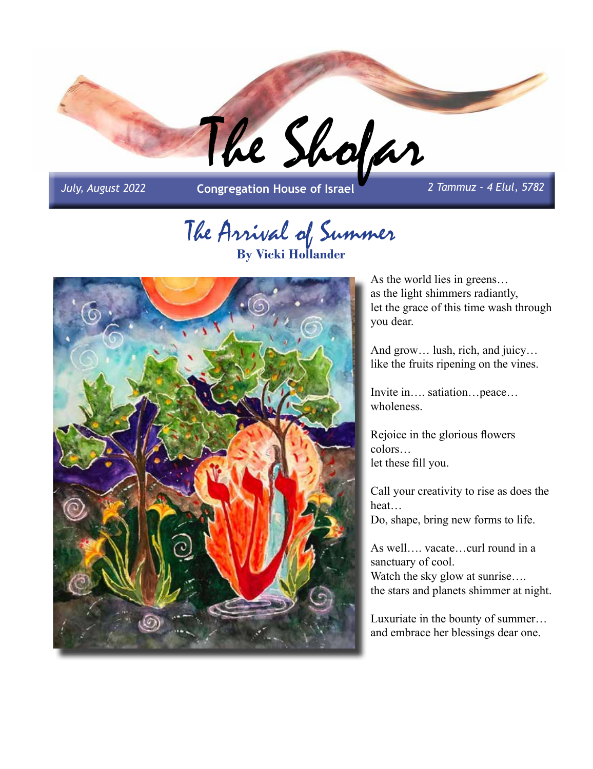# The Shofar

*July, August 2022* | **Congregation House of Israel** | *2 Tammuz - 4 Elul, 5782*

## The Arrival of Summer

**By Vicki Hollander**

As the world lies in greens…
as the light shimmers radiantly,
let the grace of this time wash through you dear.

And grow… lush, rich, and juicy…
like the fruits ripening on the vines.

Invite in…. satiation…peace…
wholeness.

Rejoice in the glorious flowers colors…
let these fill you.

Call your creativity to rise as does the heat…
Do, shape, bring new forms to life.

As well…. vacate…curl round in a sanctuary of cool.
Watch the sky glow at sunrise….
the stars and planets shimmer at night.

Luxuriate in the bounty of summer…
and embrace her blessings dear one.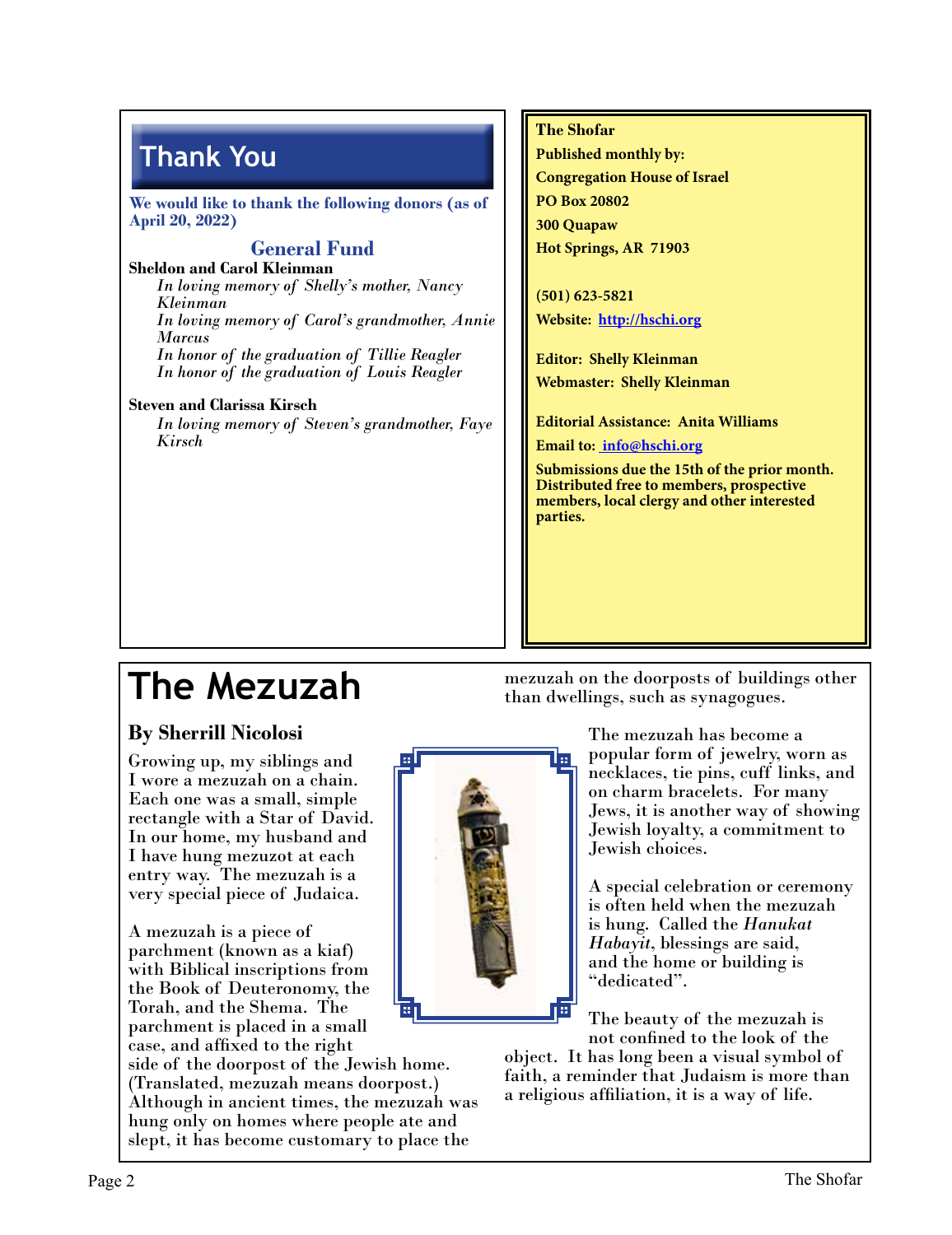## Thank You

**We would like to thank the following donors (as of April 20, 2022)**

### General Fund

**Sheldon and Carol Kleinman**

*In loving memory of Shelly's mother, Nancy Kleinman*
*In loving memory of Carol's grandmother, Annie Marcus*
*In honor of the graduation of Tillie Reagler*
*In honor of the graduation of Louis Reagler*

**Steven and Clarissa Kirsch**

*In loving memory of Steven's grandmother, Faye Kirsch*

**The Shofar**
**Published monthly by:**
**Congregation House of Israel**
**PO Box 20802**
**300 Quapaw**
**Hot Springs, AR 71903**

**(501) 623-5821**
**Website: http://hschi.org**

**Editor: Shelly Kleinman**
**Webmaster: Shelly Kleinman**

**Editorial Assistance: Anita Williams**
**Email to: info@hschi.org**

**Submissions due the 15th of the prior month. Distributed free to members, prospective members, local clergy and other interested parties.**

# The Mezuzah

## By Sherrill Nicolosi

Growing up, my siblings and I wore a mezuzah on a chain. Each one was a small, simple rectangle with a Star of David. In our home, my husband and I have hung mezuzot at each entry way. The mezuzah is a very special piece of Judaica.

A mezuzah is a piece of parchment (known as a kiaf) with Biblical inscriptions from the Book of Deuteronomy, the Torah, and the Shema. The parchment is placed in a small case, and affixed to the right side of the doorpost of the Jewish home. (Translated, mezuzah means doorpost.) Although in ancient times, the mezuzah was hung only on homes where people ate and slept, it has become customary to place the mezuzah on the doorposts of buildings other than dwellings, such as synagogues.

The mezuzah has become a popular form of jewelry, worn as necklaces, tie pins, cuff links, and on charm bracelets. For many Jews, it is another way of showing Jewish loyalty, a commitment to Jewish choices.

A special celebration or ceremony is often held when the mezuzah is hung. Called the *Hanukat Habayit*, blessings are said, and the home or building is "dedicated".

The beauty of the mezuzah is not confined to the look of the object. It has long been a visual symbol of faith, a reminder that Judaism is more than a religious affiliation, it is a way of life.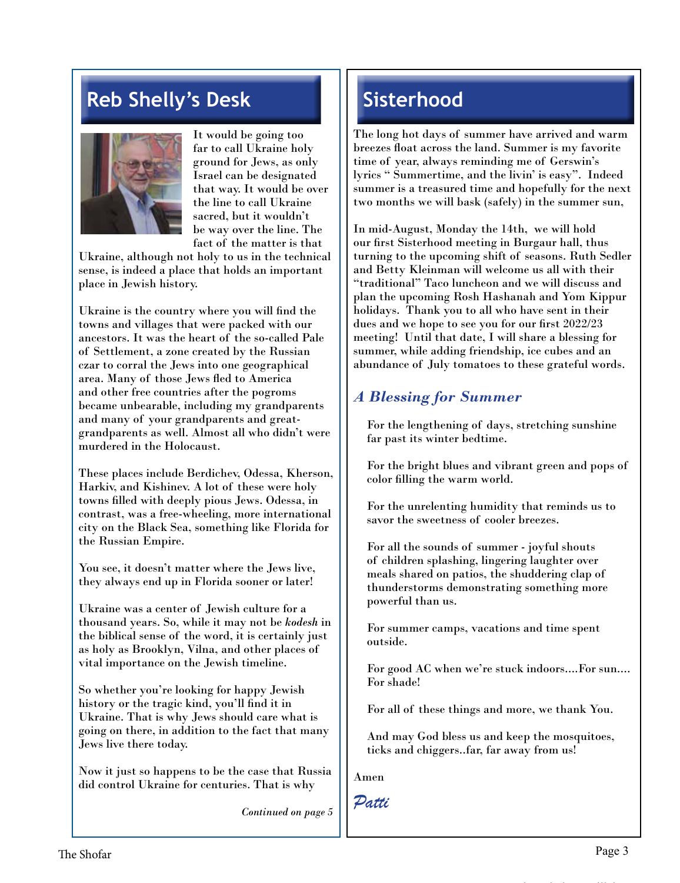## Reb Shelly's Desk

It would be going too far to call Ukraine holy ground for Jews, as only Israel can be designated that way. It would be over the line to call Ukraine sacred, but it wouldn't be way over the line. The fact of the matter is that Ukraine, although not holy to us in the technical sense, is indeed a place that holds an important place in Jewish history.

Ukraine is the country where you will find the towns and villages that were packed with our ancestors. It was the heart of the so-called Pale of Settlement, a zone created by the Russian czar to corral the Jews into one geographical area. Many of those Jews fled to America and other free countries after the pogroms became unbearable, including my grandparents and many of your grandparents and great-grandparents as well. Almost all who didn't were murdered in the Holocaust.

These places include Berdichev, Odessa, Kherson, Harkiv, and Kishinev. A lot of these were holy towns filled with deeply pious Jews. Odessa, in contrast, was a free-wheeling, more international city on the Black Sea, something like Florida for the Russian Empire.

You see, it doesn't matter where the Jews live, they always end up in Florida sooner or later!

Ukraine was a center of Jewish culture for a thousand years. So, while it may not be *kodesh* in the biblical sense of the word, it is certainly just as holy as Brooklyn, Vilna, and other places of vital importance on the Jewish timeline.

So whether you're looking for happy Jewish history or the tragic kind, you'll find it in Ukraine. That is why Jews should care what is going on there, in addition to the fact that many Jews live there today.

Now it just so happens to be the case that Russia did control Ukraine for centuries. That is why

*Continued on page 5*

## Sisterhood

The long hot days of summer have arrived and warm breezes float across the land. Summer is my favorite time of year, always reminding me of Gerswin's lyrics " Summertime, and the livin' is easy". Indeed summer is a treasured time and hopefully for the next two months we will bask (safely) in the summer sun,

In mid-August, Monday the 14th, we will hold our first Sisterhood meeting in Burgaur hall, thus turning to the upcoming shift of seasons. Ruth Sedler and Betty Kleinman will welcome us all with their "traditional" Taco luncheon and we will discuss and plan the upcoming Rosh Hashanah and Yom Kippur holidays. Thank you to all who have sent in their dues and we hope to see you for our first 2022/23 meeting! Until that date, I will share a blessing for summer, while adding friendship, ice cubes and an abundance of July tomatoes to these grateful words.

### *A Blessing for Summer*

For the lengthening of days, stretching sunshine far past its winter bedtime.

For the bright blues and vibrant green and pops of color filling the warm world.

For the unrelenting humidity that reminds us to savor the sweetness of cooler breezes.

For all the sounds of summer - joyful shouts of children splashing, lingering laughter over meals shared on patios, the shuddering clap of thunderstorms demonstrating something more powerful than us.

For summer camps, vacations and time spent outside.

For good AC when we're stuck indoors....For sun.... For shade!

For all of these things and more, we thank You.

And may God bless us and keep the mosquitoes, ticks and chiggers..far, far away from us!

Amen

*Patti*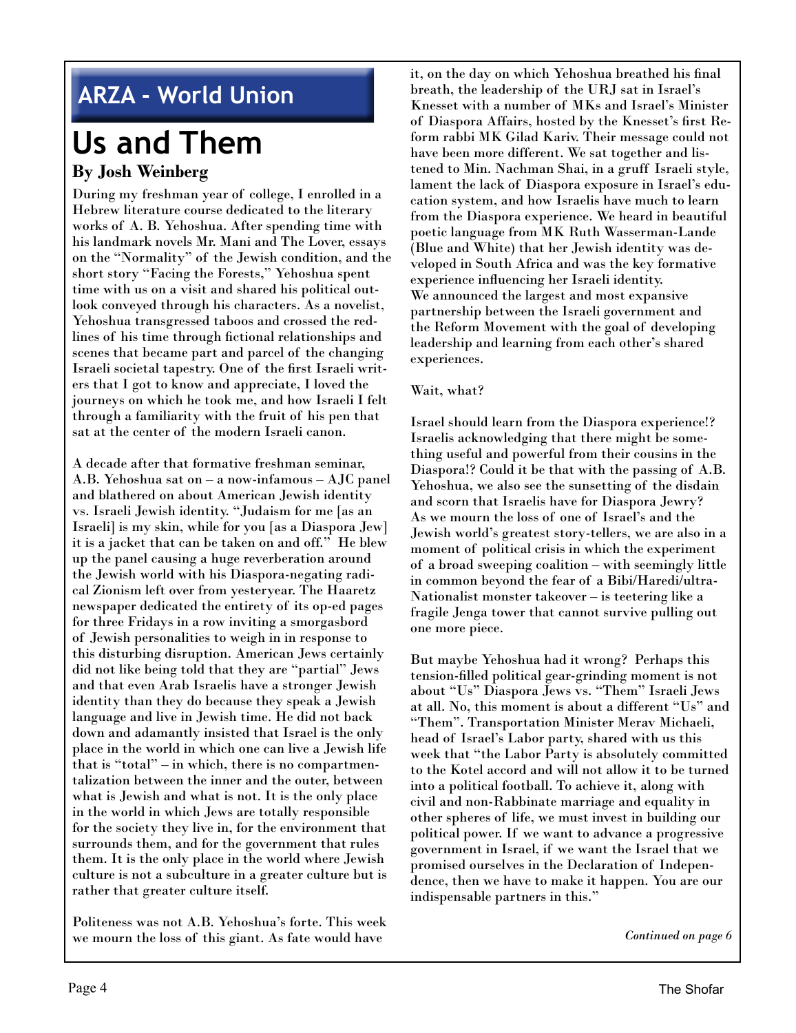## ARZA - World Union

# Us and Them

**By Josh Weinberg**

During my freshman year of college, I enrolled in a Hebrew literature course dedicated to the literary works of A. B. Yehoshua. After spending time with his landmark novels Mr. Mani and The Lover, essays on the "Normality" of the Jewish condition, and the short story "Facing the Forests," Yehoshua spent time with us on a visit and shared his political outlook conveyed through his characters. As a novelist, Yehoshua transgressed taboos and crossed the redlines of his time through fictional relationships and scenes that became part and parcel of the changing Israeli societal tapestry. One of the first Israeli writers that I got to know and appreciate, I loved the journeys on which he took me, and how Israeli I felt through a familiarity with the fruit of his pen that sat at the center of the modern Israeli canon.

A decade after that formative freshman seminar, A.B. Yehoshua sat on – a now-infamous – AJC panel and blathered on about American Jewish identity vs. Israeli Jewish identity. "Judaism for me [as an Israeli] is my skin, while for you [as a Diaspora Jew] it is a jacket that can be taken on and off." He blew up the panel causing a huge reverberation around the Jewish world with his Diaspora-negating radical Zionism left over from yesteryear. The Haaretz newspaper dedicated the entirety of its op-ed pages for three Fridays in a row inviting a smorgasbord of Jewish personalities to weigh in in response to this disturbing disruption. American Jews certainly did not like being told that they are "partial" Jews and that even Arab Israelis have a stronger Jewish identity than they do because they speak a Jewish language and live in Jewish time. He did not back down and adamantly insisted that Israel is the only place in the world in which one can live a Jewish life that is "total" – in which, there is no compartmentalization between the inner and the outer, between what is Jewish and what is not. It is the only place in the world in which Jews are totally responsible for the society they live in, for the environment that surrounds them, and for the government that rules them. It is the only place in the world where Jewish culture is not a subculture in a greater culture but is rather that greater culture itself.

Politeness was not A.B. Yehoshua's forte. This week we mourn the loss of this giant. As fate would have it, on the day on which Yehoshua breathed his final breath, the leadership of the URJ sat in Israel's Knesset with a number of MKs and Israel's Minister of Diaspora Affairs, hosted by the Knesset's first Reform rabbi MK Gilad Kariv. Their message could not have been more different. We sat together and listened to Min. Nachman Shai, in a gruff Israeli style, lament the lack of Diaspora exposure in Israel's education system, and how Israelis have much to learn from the Diaspora experience. We heard in beautiful poetic language from MK Ruth Wasserman-Lande (Blue and White) that her Jewish identity was developed in South Africa and was the key formative experience influencing her Israeli identity.
We announced the largest and most expansive partnership between the Israeli government and the Reform Movement with the goal of developing leadership and learning from each other's shared experiences.

Wait, what?

Israel should learn from the Diaspora experience!? Israelis acknowledging that there might be something useful and powerful from their cousins in the Diaspora!? Could it be that with the passing of A.B. Yehoshua, we also see the sunsetting of the disdain and scorn that Israelis have for Diaspora Jewry? As we mourn the loss of one of Israel's and the Jewish world's greatest story-tellers, we are also in a moment of political crisis in which the experiment of a broad sweeping coalition – with seemingly little in common beyond the fear of a Bibi/Haredi/ultra-Nationalist monster takeover – is teetering like a fragile Jenga tower that cannot survive pulling out one more piece.

But maybe Yehoshua had it wrong? Perhaps this tension-filled political gear-grinding moment is not about "Us" Diaspora Jews vs. "Them" Israeli Jews at all. No, this moment is about a different "Us" and "Them". Transportation Minister Merav Michaeli, head of Israel's Labor party, shared with us this week that "the Labor Party is absolutely committed to the Kotel accord and will not allow it to be turned into a political football. To achieve it, along with civil and non-Rabbinate marriage and equality in other spheres of life, we must invest in building our political power. If we want to advance a progressive government in Israel, if we want the Israel that we promised ourselves in the Declaration of Independence, then we have to make it happen. You are our indispensable partners in this."

*Continued on page 6*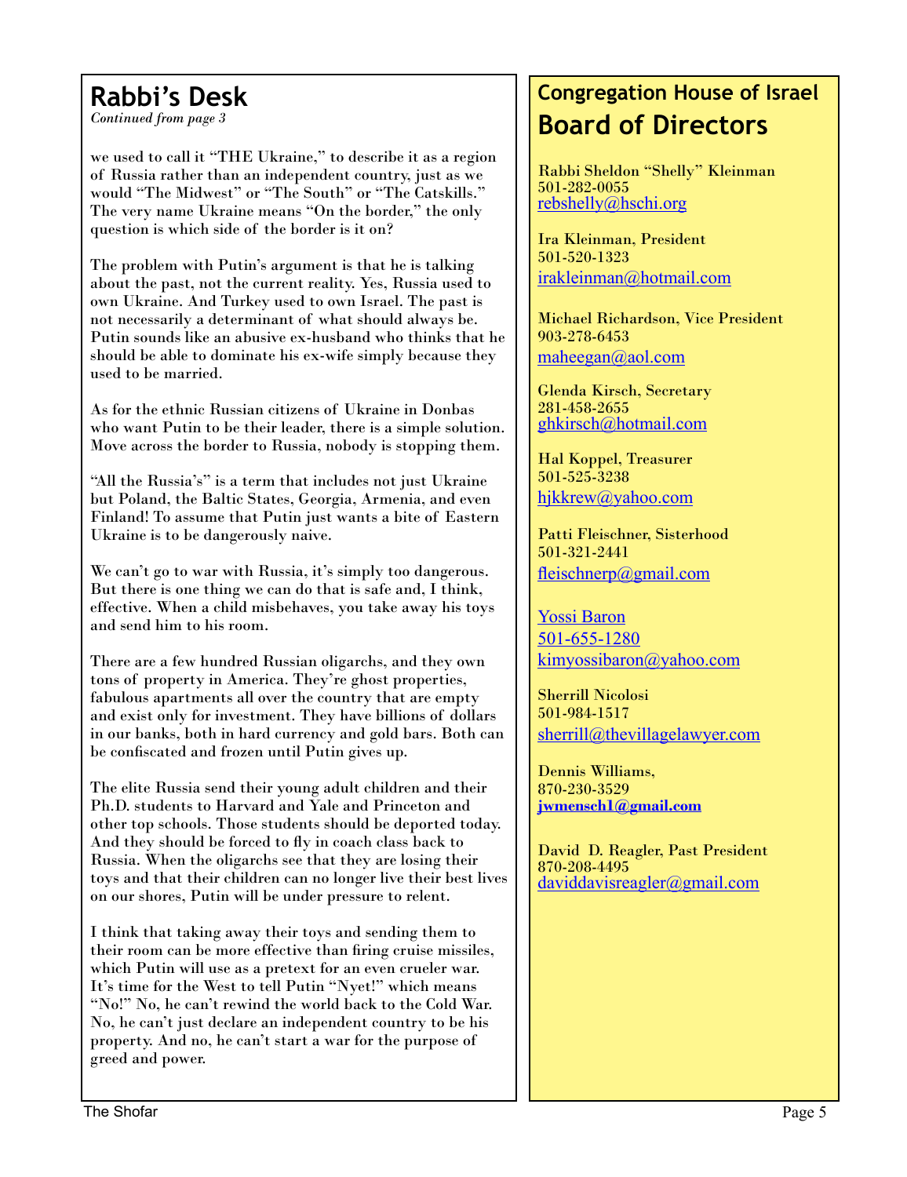# Rabbi's Desk

*Continued from page 3*

we used to call it "THE Ukraine," to describe it as a region of Russia rather than an independent country, just as we would "The Midwest" or "The South" or "The Catskills." The very name Ukraine means "On the border," the only question is which side of the border is it on?

The problem with Putin's argument is that he is talking about the past, not the current reality. Yes, Russia used to own Ukraine. And Turkey used to own Israel. The past is not necessarily a determinant of what should always be. Putin sounds like an abusive ex-husband who thinks that he should be able to dominate his ex-wife simply because they used to be married.

As for the ethnic Russian citizens of Ukraine in Donbas who want Putin to be their leader, there is a simple solution. Move across the border to Russia, nobody is stopping them.

"All the Russia's" is a term that includes not just Ukraine but Poland, the Baltic States, Georgia, Armenia, and even Finland! To assume that Putin just wants a bite of Eastern Ukraine is to be dangerously naive.

We can't go to war with Russia, it's simply too dangerous. But there is one thing we can do that is safe and, I think, effective. When a child misbehaves, you take away his toys and send him to his room.

There are a few hundred Russian oligarchs, and they own tons of property in America. They're ghost properties, fabulous apartments all over the country that are empty and exist only for investment. They have billions of dollars in our banks, both in hard currency and gold bars. Both can be confiscated and frozen until Putin gives up.

The elite Russia send their young adult children and their Ph.D. students to Harvard and Yale and Princeton and other top schools. Those students should be deported today. And they should be forced to fly in coach class back to Russia. When the oligarchs see that they are losing their toys and that their children can no longer live their best lives on our shores, Putin will be under pressure to relent.

I think that taking away their toys and sending them to their room can be more effective than firing cruise missiles, which Putin will use as a pretext for an even crueler war. It's time for the West to tell Putin "Nyet!" which means "No!" No, he can't rewind the world back to the Cold War. No, he can't just declare an independent country to be his property. And no, he can't start a war for the purpose of greed and power.

## Congregation House of Israel
# Board of Directors

Rabbi Sheldon "Shelly" Kleinman
501-282-0055
rebshelly@hschi.org

Ira Kleinman, President
501-520-1323
irakleinman@hotmail.com

Michael Richardson, Vice President
903-278-6453
maheegan@aol.com

Glenda Kirsch, Secretary
281-458-2655
ghkirsch@hotmail.com

Hal Koppel, Treasurer
501-525-3238
hjkkrew@yahoo.com

Patti Fleischner, Sisterhood
501-321-2441
fleischnerp@gmail.com

Yossi Baron
501-655-1280
kimyossibaron@yahoo.com

Sherrill Nicolosi
501-984-1517
sherrill@thevillagelawyer.com

Dennis Williams,
870-230-3529
**jwmensch1@gmail.com**

David D. Reagler, Past President
870-208-4495
daviddavisreagler@gmail.com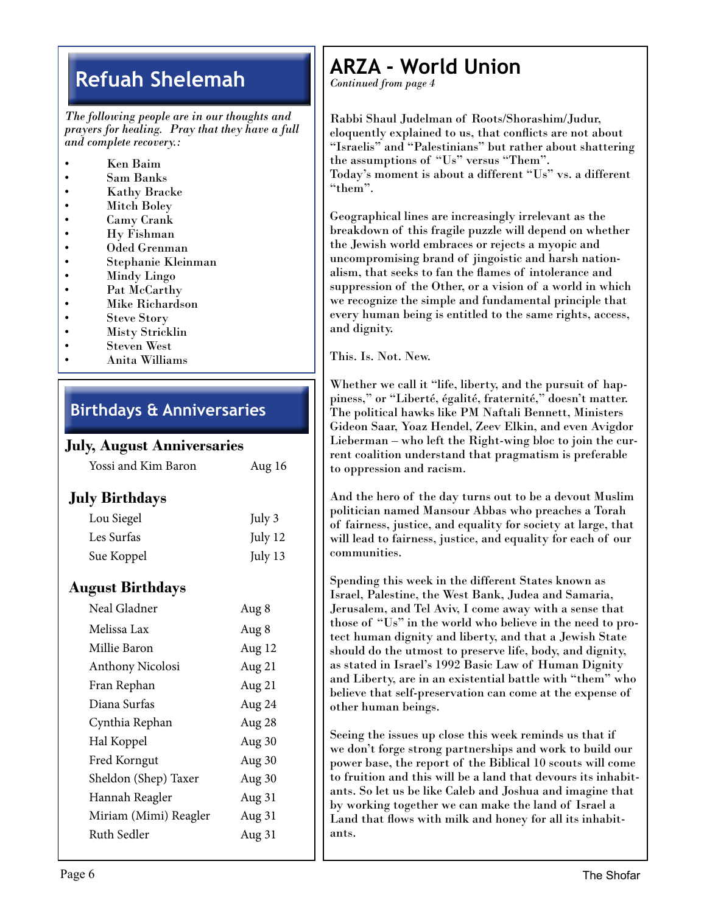## Refuah Shelemah

*The following people are in our thoughts and prayers for healing. Pray that they have a full and complete recovery.:*

- Ken Baim
- Sam Banks
- Kathy Bracke
- Mitch Boley
- Camy Crank
- Hy Fishman
- Oded Grenman
- Stephanie Kleinman
- Mindy Lingo
- Pat McCarthy
- Mike Richardson
- Steve Story
- Misty Stricklin
- Steven West
- Anita Williams

## Birthdays & Anniversaries

### July, August Anniversaries

| | |
|---|---|
| Yossi and Kim Baron | Aug 16 |

### July Birthdays

| | |
|---|---|
| Lou Siegel | July 3 |
| Les Surfas | July 12 |
| Sue Koppel | July 13 |

### August Birthdays

| | |
|---|---|
| Neal Gladner | Aug 8 |
| Melissa Lax | Aug 8 |
| Millie Baron | Aug 12 |
| Anthony Nicolosi | Aug 21 |
| Fran Rephan | Aug 21 |
| Diana Surfas | Aug 24 |
| Cynthia Rephan | Aug 28 |
| Hal Koppel | Aug 30 |
| Fred Korngut | Aug 30 |
| Sheldon (Shep) Taxer | Aug 30 |
| Hannah Reagler | Aug 31 |
| Miriam (Mimi) Reagler | Aug 31 |
| Ruth Sedler | Aug 31 |

## ARZA - World Union

*Continued from page 4*

Rabbi Shaul Judelman of Roots/Shorashim/Judur, eloquently explained to us, that conflicts are not about "Israelis" and "Palestinians" but rather about shattering the assumptions of "Us" versus "Them". Today's moment is about a different "Us" vs. a different "them".

Geographical lines are increasingly irrelevant as the breakdown of this fragile puzzle will depend on whether the Jewish world embraces or rejects a myopic and uncompromising brand of jingoistic and harsh nationalism, that seeks to fan the flames of intolerance and suppression of the Other, or a vision of a world in which we recognize the simple and fundamental principle that every human being is entitled to the same rights, access, and dignity.

This. Is. Not. New.

Whether we call it "life, liberty, and the pursuit of happiness," or "Liberté, égalité, fraternité," doesn't matter. The political hawks like PM Naftali Bennett, Ministers Gideon Saar, Yoaz Hendel, Zeev Elkin, and even Avigdor Lieberman – who left the Right-wing bloc to join the current coalition understand that pragmatism is preferable to oppression and racism.

And the hero of the day turns out to be a devout Muslim politician named Mansour Abbas who preaches a Torah of fairness, justice, and equality for society at large, that will lead to fairness, justice, and equality for each of our communities.

Spending this week in the different States known as Israel, Palestine, the West Bank, Judea and Samaria, Jerusalem, and Tel Aviv, I come away with a sense that those of "Us" in the world who believe in the need to protect human dignity and liberty, and that a Jewish State should do the utmost to preserve life, body, and dignity, as stated in Israel's 1992 Basic Law of Human Dignity and Liberty, are in an existential battle with "them" who believe that self-preservation can come at the expense of other human beings.

Seeing the issues up close this week reminds us that if we don't forge strong partnerships and work to build our power base, the report of the Biblical 10 scouts will come to fruition and this will be a land that devours its inhabitants. So let us be like Caleb and Joshua and imagine that by working together we can make the land of Israel a Land that flows with milk and honey for all its inhabitants.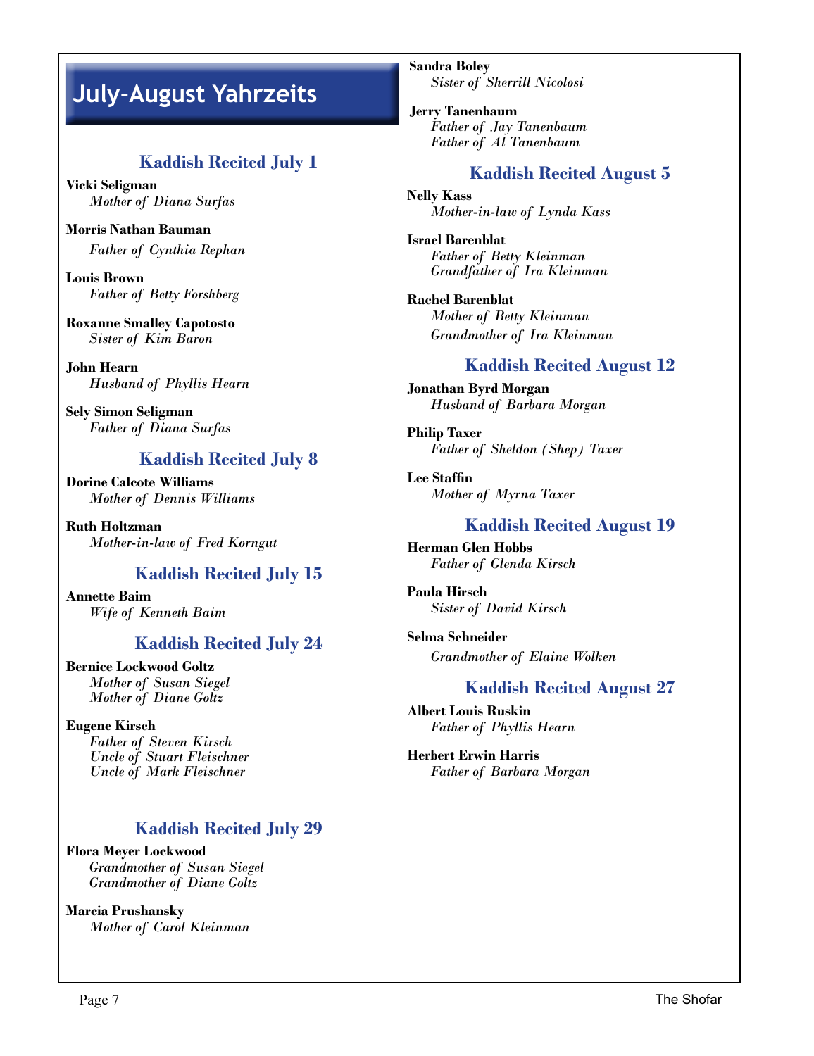# July-August Yahrzeits

### Kaddish Recited July 1

**Vicki Seligman**
*Mother of Diana Surfas*

**Morris Nathan Bauman**
*Father of Cynthia Rephan*

**Louis Brown**
*Father of Betty Forshberg*

**Roxanne Smalley Capotosto**
*Sister of Kim Baron*

**John Hearn**
*Husband of Phyllis Hearn*

**Sely Simon Seligman**
*Father of Diana Surfas*

### Kaddish Recited July 8

**Dorine Calcote Williams**
*Mother of Dennis Williams*

**Ruth Holtzman**
*Mother-in-law of Fred Korngut*

### Kaddish Recited July 15

**Annette Baim**
*Wife of Kenneth Baim*

### Kaddish Recited July 24

**Bernice Lockwood Goltz**
*Mother of Susan Siegel*
*Mother of Diane Goltz*

**Eugene Kirsch**
*Father of Steven Kirsch*
*Uncle of Stuart Fleischner*
*Uncle of Mark Fleischner*

### Kaddish Recited July 29

**Flora Meyer Lockwood**
*Grandmother of Susan Siegel*
*Grandmother of Diane Goltz*

**Marcia Prushansky**
*Mother of Carol Kleinman*

**Sandra Boley**
*Sister of Sherrill Nicolosi*

**Jerry Tanenbaum**
*Father of Jay Tanenbaum*
*Father of Al Tanenbaum*

### Kaddish Recited August 5

**Nelly Kass**
*Mother-in-law of Lynda Kass*

**Israel Barenblat**
*Father of Betty Kleinman*
*Grandfather of Ira Kleinman*

**Rachel Barenblat**
*Mother of Betty Kleinman*
*Grandmother of Ira Kleinman*

### Kaddish Recited August 12

**Jonathan Byrd Morgan**
*Husband of Barbara Morgan*

**Philip Taxer**
*Father of Sheldon (Shep) Taxer*

**Lee Staffin**
*Mother of Myrna Taxer*

### Kaddish Recited August 19

**Herman Glen Hobbs**
*Father of Glenda Kirsch*

**Paula Hirsch**
*Sister of David Kirsch*

**Selma Schneider**
*Grandmother of Elaine Wolken*

### Kaddish Recited August 27

**Albert Louis Ruskin**
*Father of Phyllis Hearn*

**Herbert Erwin Harris**
*Father of Barbara Morgan*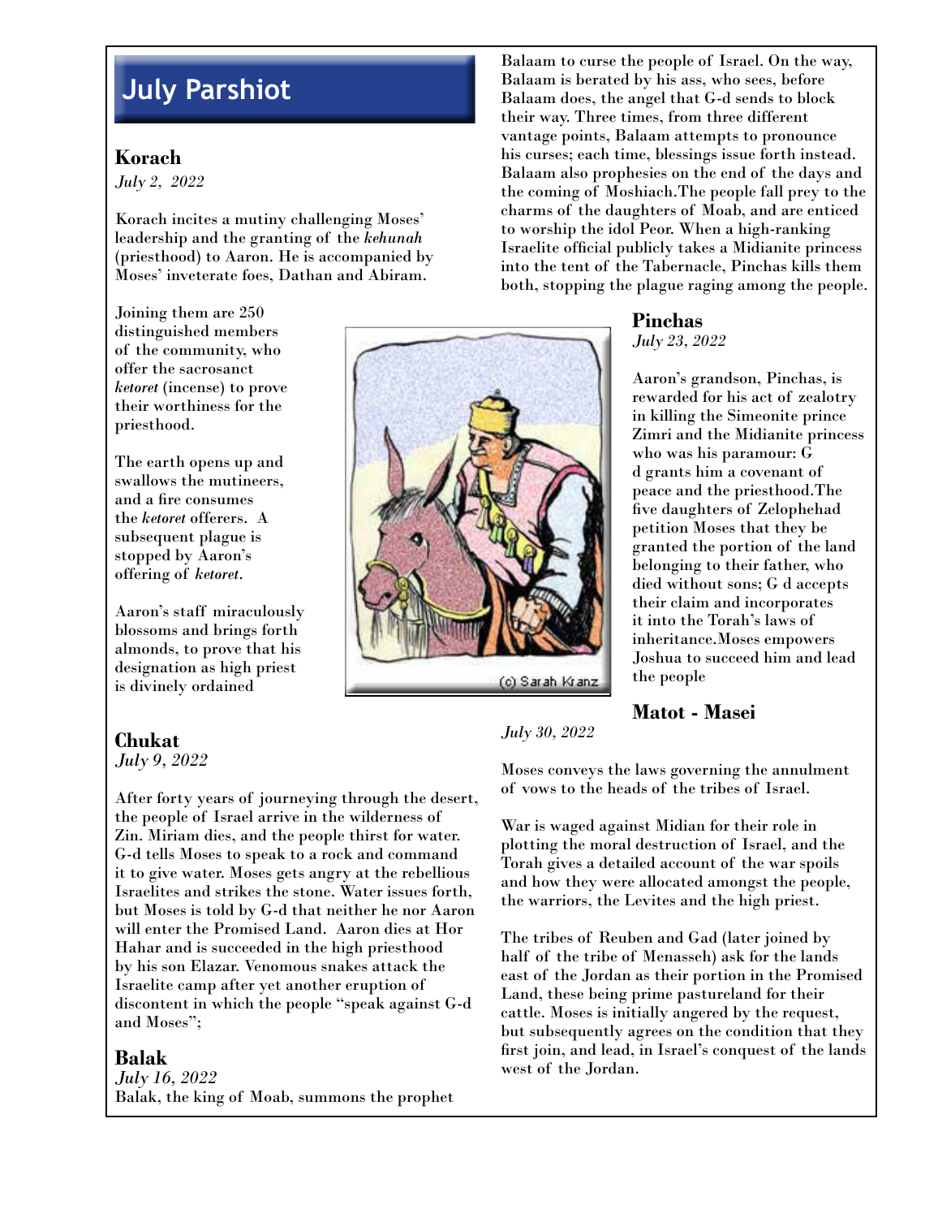# July Parshiot

## Korach

*July 2, 2022*

Korach incites a mutiny challenging Moses' leadership and the granting of the *kehunah* (priesthood) to Aaron. He is accompanied by Moses' inveterate foes, Dathan and Abiram.

Joining them are 250 distinguished members of the community, who offer the sacrosanct *ketoret* (incense) to prove their worthiness for the priesthood.

The earth opens up and swallows the mutineers, and a fire consumes the *ketoret* offerers. A subsequent plague is stopped by Aaron's offering of *ketoret*.

Aaron's staff miraculously blossoms and brings forth almonds, to prove that his designation as high priest is divinely ordained

(c) Sarah Kranz

## Chukat

*July 9, 2022*

After forty years of journeying through the desert, the people of Israel arrive in the wilderness of Zin. Miriam dies, and the people thirst for water. G-d tells Moses to speak to a rock and command it to give water. Moses gets angry at the rebellious Israelites and strikes the stone. Water issues forth, but Moses is told by G-d that neither he nor Aaron will enter the Promised Land. Aaron dies at Hor Hahar and is succeeded in the high priesthood by his son Elazar. Venomous snakes attack the Israelite camp after yet another eruption of discontent in which the people "speak against G-d and Moses";

## Balak

*July 16, 2022*

Balak, the king of Moab, summons the prophet Balaam to curse the people of Israel. On the way, Balaam is berated by his ass, who sees, before Balaam does, the angel that G-d sends to block their way. Three times, from three different vantage points, Balaam attempts to pronounce his curses; each time, blessings issue forth instead. Balaam also prophesies on the end of the days and the coming of Moshiach.The people fall prey to the charms of the daughters of Moab, and are enticed to worship the idol Peor. When a high-ranking Israelite official publicly takes a Midianite princess into the tent of the Tabernacle, Pinchas kills them both, stopping the plague raging among the people.

## Pinchas

*July 23, 2022*

Aaron's grandson, Pinchas, is rewarded for his act of zealotry in killing the Simeonite prince Zimri and the Midianite princess who was his paramour: G d grants him a covenant of peace and the priesthood.The five daughters of Zelophehad petition Moses that they be granted the portion of the land belonging to their father, who died without sons; G d accepts their claim and incorporates it into the Torah's laws of inheritance.Moses empowers Joshua to succeed him and lead the people

## Matot - Masei

*July 30, 2022*

Moses conveys the laws governing the annulment of vows to the heads of the tribes of Israel.

War is waged against Midian for their role in plotting the moral destruction of Israel, and the Torah gives a detailed account of the war spoils and how they were allocated amongst the people, the warriors, the Levites and the high priest.

The tribes of Reuben and Gad (later joined by half of the tribe of Menasseh) ask for the lands east of the Jordan as their portion in the Promised Land, these being prime pastureland for their cattle. Moses is initially angered by the request, but subsequently agrees on the condition that they first join, and lead, in Israel's conquest of the lands west of the Jordan.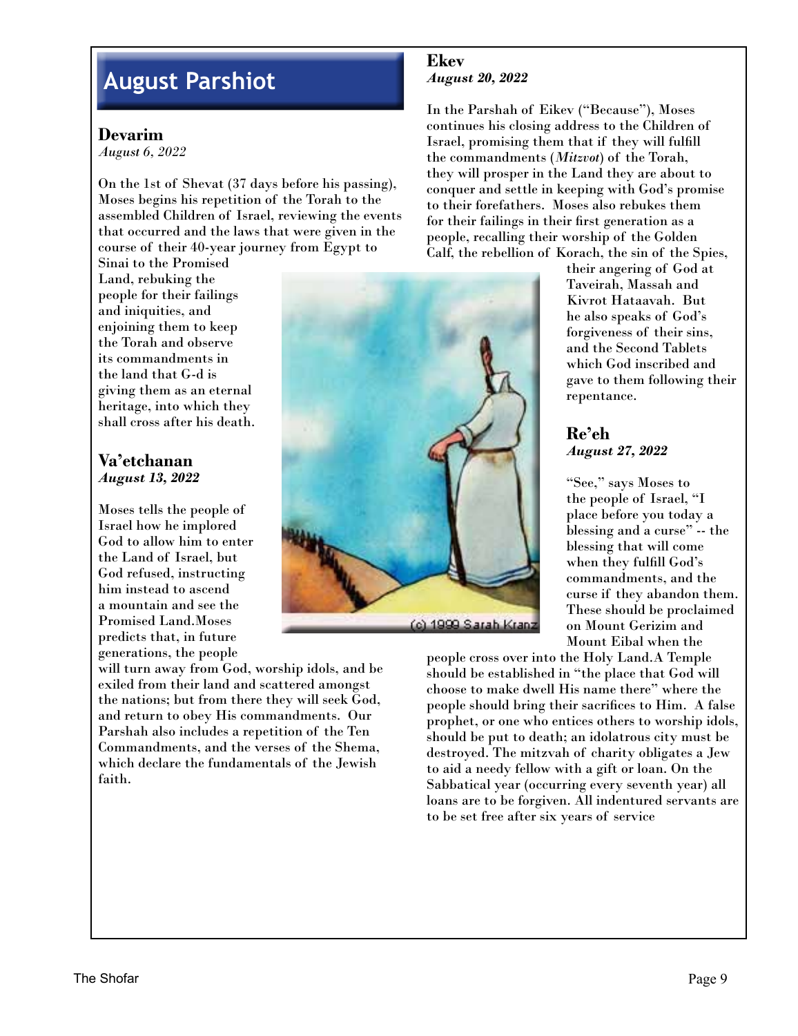# August Parshiot

## Devarim
*August 6, 2022*

On the 1st of Shevat (37 days before his passing), Moses begins his repetition of the Torah to the assembled Children of Israel, reviewing the events that occurred and the laws that were given in the course of their 40-year journey from Egypt to Sinai to the Promised Land, rebuking the people for their failings and iniquities, and enjoining them to keep the Torah and observe its commandments in the land that G-d is giving them as an eternal heritage, into which they shall cross after his death.

## Va'etchanan
*August 13, 2022*

Moses tells the people of Israel how he implored God to allow him to enter the Land of Israel, but God refused, instructing him instead to ascend a mountain and see the Promised Land.Moses predicts that, in future generations, the people will turn away from God, worship idols, and be exiled from their land and scattered amongst the nations; but from there they will seek God, and return to obey His commandments. Our Parshah also includes a repetition of the Ten Commandments, and the verses of the Shema, which declare the fundamentals of the Jewish faith.

(c) 1999 Sarah Kranz

## Ekev
*August 20, 2022*

In the Parshah of Eikev ("Because"), Moses continues his closing address to the Children of Israel, promising them that if they will fulfill the commandments (*Mitzvot*) of the Torah, they will prosper in the Land they are about to conquer and settle in keeping with God's promise to their forefathers. Moses also rebukes them for their failings in their first generation as a people, recalling their worship of the Golden Calf, the rebellion of Korach, the sin of the Spies, their angering of God at Taveirah, Massah and Kivrot Hataavah. But he also speaks of God's forgiveness of their sins, and the Second Tablets which God inscribed and gave to them following their repentance.

## Re'eh
*August 27, 2022*

"See," says Moses to the people of Israel, "I place before you today a blessing and a curse" -- the blessing that will come when they fulfill God's commandments, and the curse if they abandon them. These should be proclaimed on Mount Gerizim and Mount Eibal when the people cross over into the Holy Land.A Temple should be established in "the place that God will choose to make dwell His name there" where the people should bring their sacrifices to Him. A false prophet, or one who entices others to worship idols, should be put to death; an idolatrous city must be destroyed. The mitzvah of charity obligates a Jew to aid a needy fellow with a gift or loan. On the Sabbatical year (occurring every seventh year) all loans are to be forgiven. All indentured servants are to be set free after six years of service